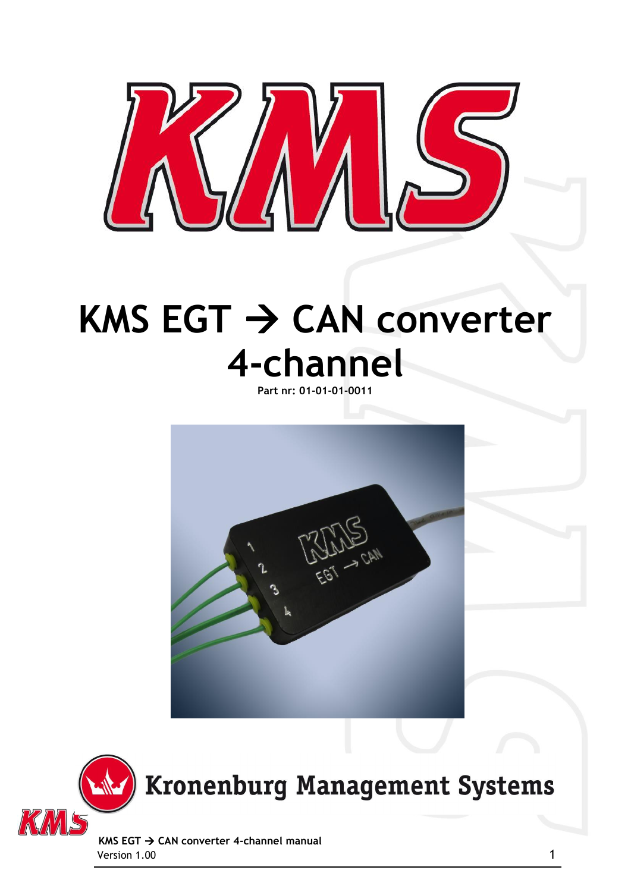# KMS EGT → CAN converter 4-channel

**Part nr: 01-01-01-0011**

Kronenburg Management Systems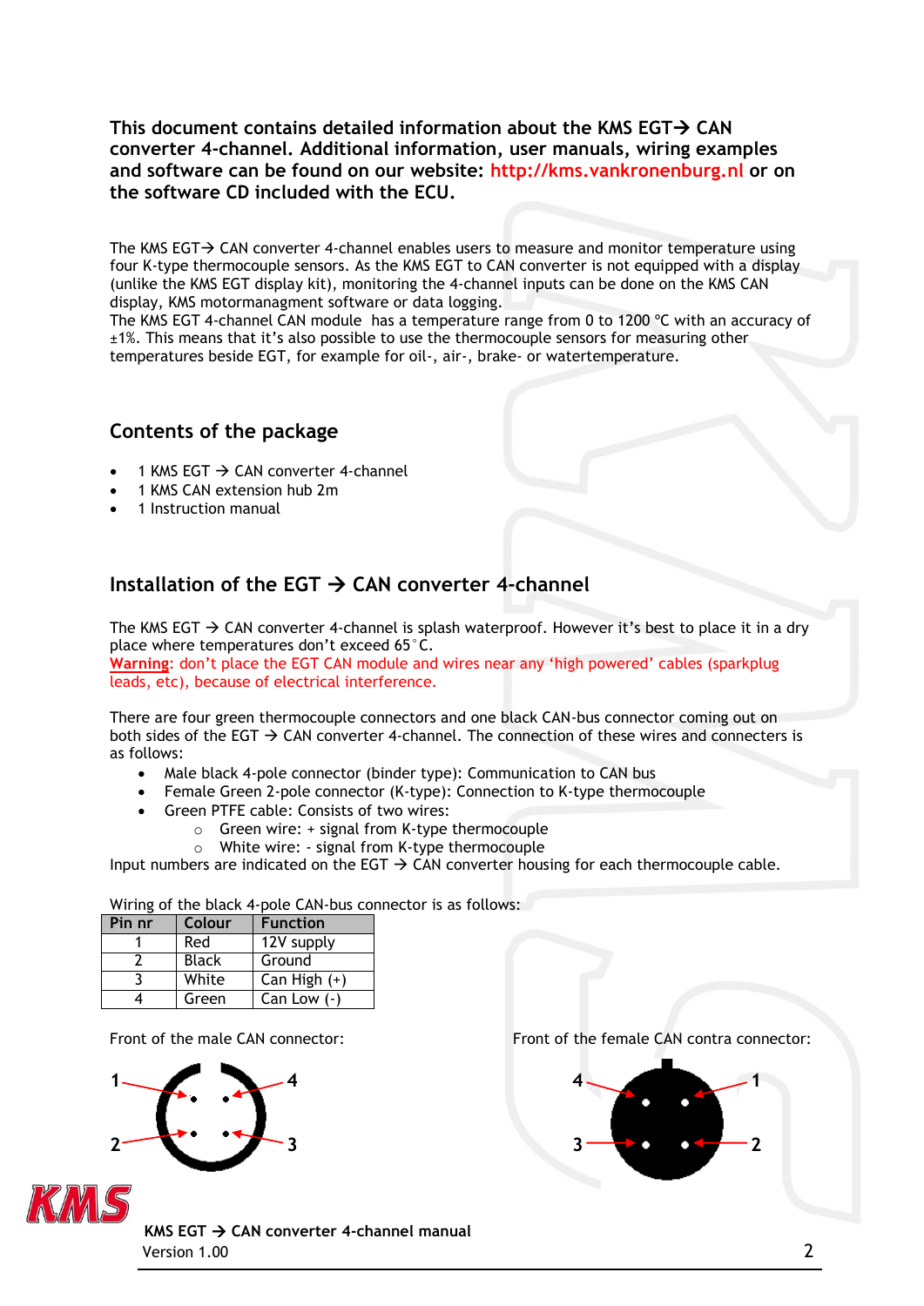**This document contains detailed information about the KMS EGT→ CAN converter 4-channel. Additional information, user manuals, wiring examples and software can be found on our website: http://kms.vankronenburg.nl or on the software CD included with the ECU.**

The KMS EGT→ CAN converter 4-channel enables users to measure and monitor temperature using four K-type thermocouple sensors. As the KMS EGT to CAN converter is not equipped with a display (unlike the KMS EGT display kit), monitoring the 4-channel inputs can be done on the KMS CAN display, KMS motormanagment software or data logging.
The KMS EGT 4-channel CAN module has a temperature range from 0 to 1200 °C with an accuracy of ±1%. This means that it's also possible to use the thermocouple sensors for measuring other temperatures beside EGT, for example for oil-, air-, brake- or watertemperature.

## Contents of the package

- 1 KMS EGT → CAN converter 4-channel
- 1 KMS CAN extension hub 2m
- 1 Instruction manual

## Installation of the EGT → CAN converter 4-channel

The KMS EGT → CAN converter 4-channel is splash waterproof. However it's best to place it in a dry place where temperatures don't exceed 65°C.
**Warning**: don't place the EGT CAN module and wires near any 'high powered' cables (sparkplug leads, etc), because of electrical interference.

There are four green thermocouple connectors and one black CAN-bus connector coming out on both sides of the EGT → CAN converter 4-channel. The connection of these wires and connecters is as follows:

- Male black 4-pole connector (binder type): Communication to CAN bus
- Female Green 2-pole connector (K-type): Connection to K-type thermocouple
- Green PTFE cable: Consists of two wires:
  - Green wire: + signal from K-type thermocouple
  - White wire: - signal from K-type thermocouple

Input numbers are indicated on the EGT → CAN converter housing for each thermocouple cable.

Wiring of the black 4-pole CAN-bus connector is as follows:

| Pin nr | Colour | Function |
|---|---|---|
| 1 | Red | 12V supply |
| 2 | Black | Ground |
| 3 | White | Can High (+) |
| 4 | Green | Can Low (-) |

Front of the male CAN connector:

Front of the female CAN contra connector: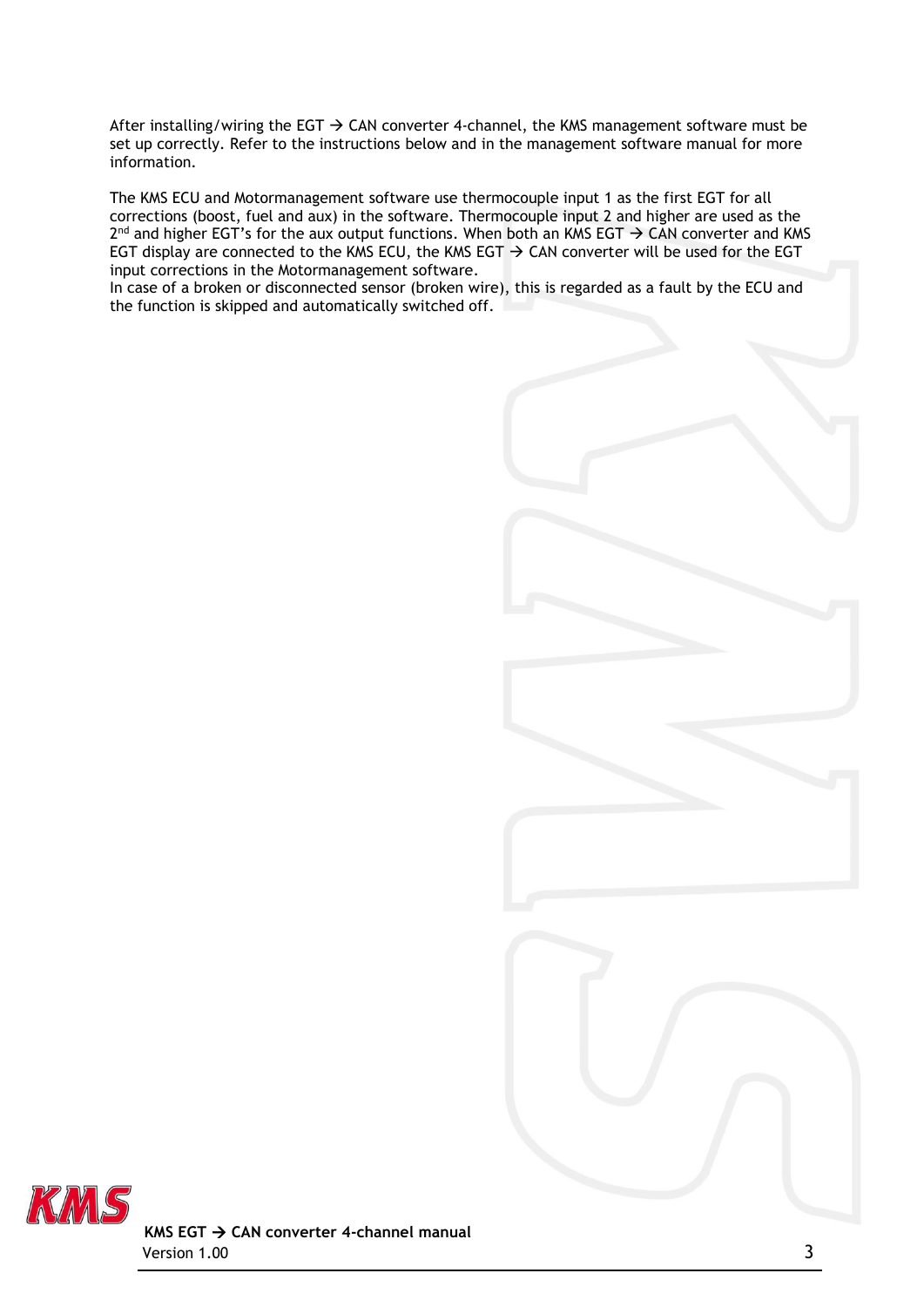After installing/wiring the EGT → CAN converter 4-channel, the KMS management software must be set up correctly. Refer to the instructions below and in the management software manual for more information.

The KMS ECU and Motormanagement software use thermocouple input 1 as the first EGT for all corrections (boost, fuel and aux) in the software. Thermocouple input 2 and higher are used as the 2nd and higher EGT's for the aux output functions. When both an KMS EGT → CAN converter and KMS EGT display are connected to the KMS ECU, the KMS EGT → CAN converter will be used for the EGT input corrections in the Motormanagement software.
In case of a broken or disconnected sensor (broken wire), this is regarded as a fault by the ECU and the function is skipped and automatically switched off.